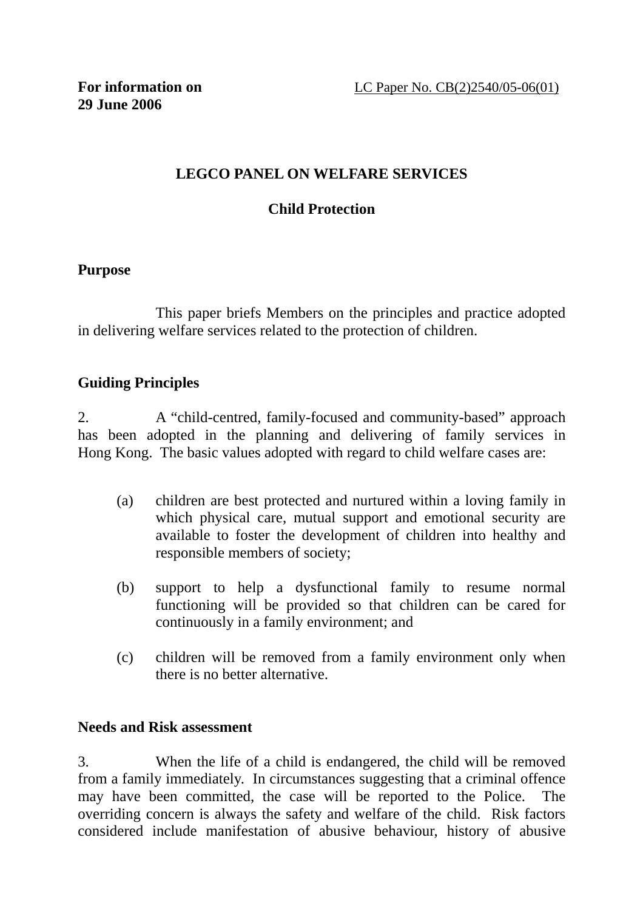**For information on 29 June 2006**

LC Paper No. CB(2)2540/05-06(01)

# LEGCO PANEL ON WELFARE SERVICES

## Child Protection

### Purpose

This paper briefs Members on the principles and practice adopted in delivering welfare services related to the protection of children.

### Guiding Principles

2. A "child-centred, family-focused and community-based" approach has been adopted in the planning and delivering of family services in Hong Kong. The basic values adopted with regard to child welfare cases are:

(a) children are best protected and nurtured within a loving family in which physical care, mutual support and emotional security are available to foster the development of children into healthy and responsible members of society;

(b) support to help a dysfunctional family to resume normal functioning will be provided so that children can be cared for continuously in a family environment; and

(c) children will be removed from a family environment only when there is no better alternative.

### Needs and Risk assessment

3. When the life of a child is endangered, the child will be removed from a family immediately. In circumstances suggesting that a criminal offence may have been committed, the case will be reported to the Police. The overriding concern is always the safety and welfare of the child. Risk factors considered include manifestation of abusive behaviour, history of abusive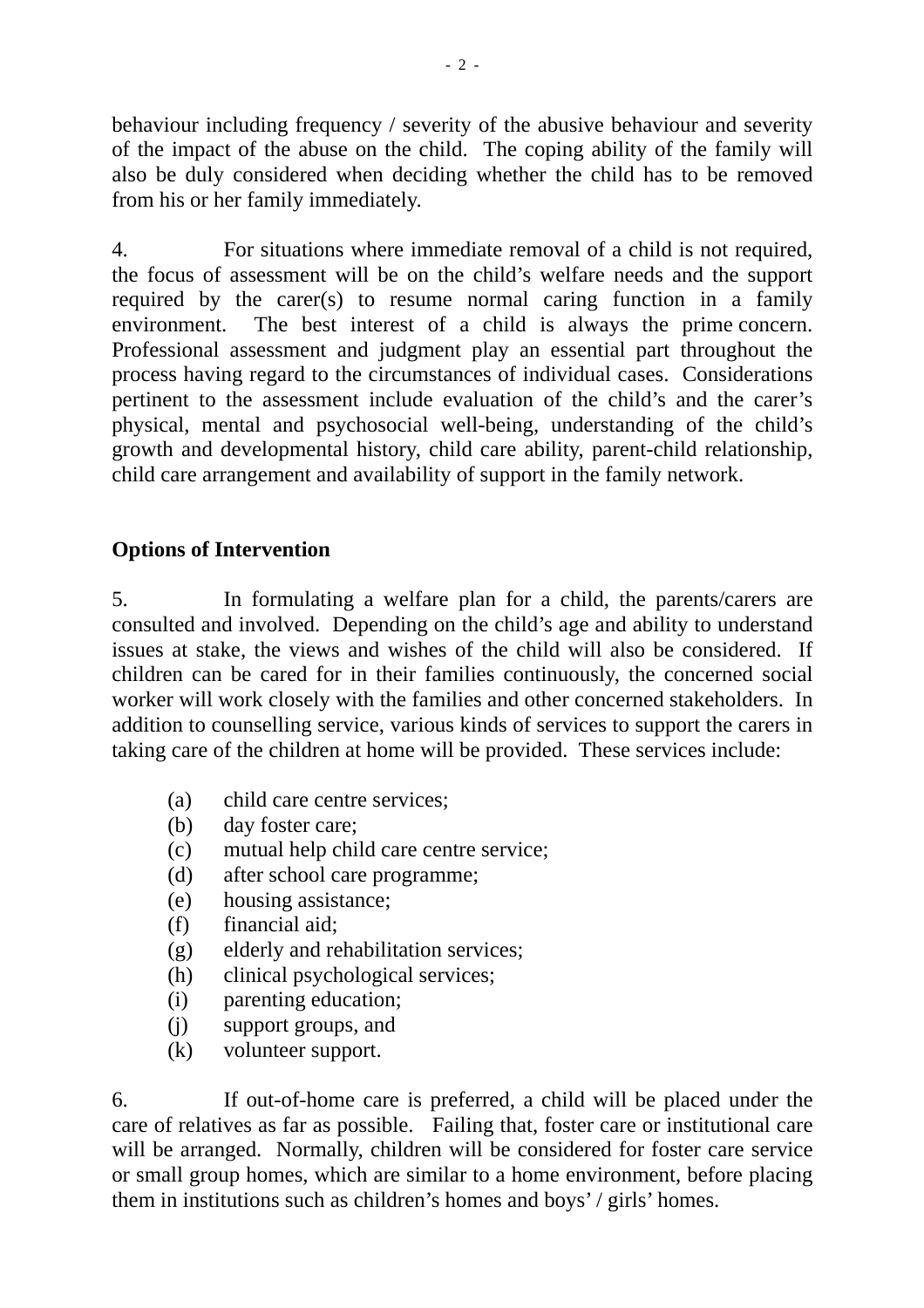behaviour including frequency / severity of the abusive behaviour and severity of the impact of the abuse on the child. The coping ability of the family will also be duly considered when deciding whether the child has to be removed from his or her family immediately.

4. For situations where immediate removal of a child is not required, the focus of assessment will be on the child's welfare needs and the support required by the carer(s) to resume normal caring function in a family environment. The best interest of a child is always the prime concern. Professional assessment and judgment play an essential part throughout the process having regard to the circumstances of individual cases. Considerations pertinent to the assessment include evaluation of the child's and the carer's physical, mental and psychosocial well-being, understanding of the child's growth and developmental history, child care ability, parent-child relationship, child care arrangement and availability of support in the family network.

## Options of Intervention

5. In formulating a welfare plan for a child, the parents/carers are consulted and involved. Depending on the child's age and ability to understand issues at stake, the views and wishes of the child will also be considered. If children can be cared for in their families continuously, the concerned social worker will work closely with the families and other concerned stakeholders. In addition to counselling service, various kinds of services to support the carers in taking care of the children at home will be provided. These services include:

(a) child care centre services;
(b) day foster care;
(c) mutual help child care centre service;
(d) after school care programme;
(e) housing assistance;
(f) financial aid;
(g) elderly and rehabilitation services;
(h) clinical psychological services;
(i) parenting education;
(j) support groups, and
(k) volunteer support.

6. If out-of-home care is preferred, a child will be placed under the care of relatives as far as possible. Failing that, foster care or institutional care will be arranged. Normally, children will be considered for foster care service or small group homes, which are similar to a home environment, before placing them in institutions such as children's homes and boys' / girls' homes.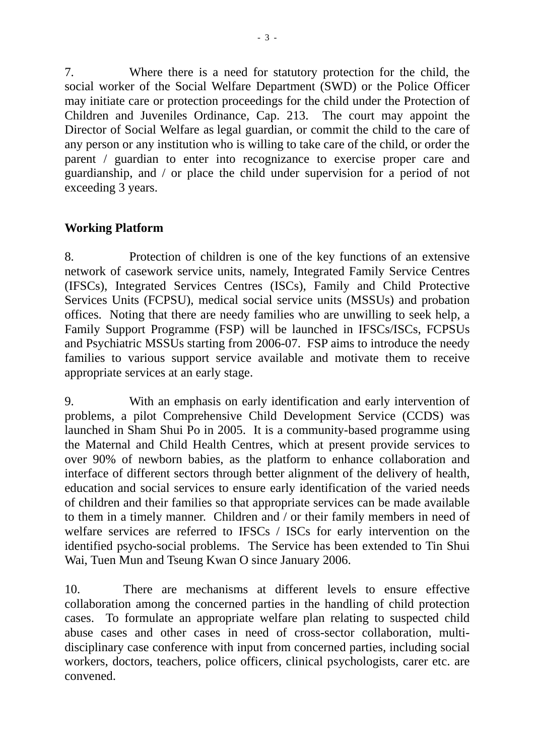7. Where there is a need for statutory protection for the child, the social worker of the Social Welfare Department (SWD) or the Police Officer may initiate care or protection proceedings for the child under the Protection of Children and Juveniles Ordinance, Cap. 213. The court may appoint the Director of Social Welfare as legal guardian, or commit the child to the care of any person or any institution who is willing to take care of the child, or order the parent / guardian to enter into recognizance to exercise proper care and guardianship, and / or place the child under supervision for a period of not exceeding 3 years.

**Working Platform**

8. Protection of children is one of the key functions of an extensive network of casework service units, namely, Integrated Family Service Centres (IFSCs), Integrated Services Centres (ISCs), Family and Child Protective Services Units (FCPSU), medical social service units (MSSUs) and probation offices. Noting that there are needy families who are unwilling to seek help, a Family Support Programme (FSP) will be launched in IFSCs/ISCs, FCPSUs and Psychiatric MSSUs starting from 2006-07. FSP aims to introduce the needy families to various support service available and motivate them to receive appropriate services at an early stage.

9. With an emphasis on early identification and early intervention of problems, a pilot Comprehensive Child Development Service (CCDS) was launched in Sham Shui Po in 2005. It is a community-based programme using the Maternal and Child Health Centres, which at present provide services to over 90% of newborn babies, as the platform to enhance collaboration and interface of different sectors through better alignment of the delivery of health, education and social services to ensure early identification of the varied needs of children and their families so that appropriate services can be made available to them in a timely manner. Children and / or their family members in need of welfare services are referred to IFSCs / ISCs for early intervention on the identified psycho-social problems. The Service has been extended to Tin Shui Wai, Tuen Mun and Tseung Kwan O since January 2006.

10. There are mechanisms at different levels to ensure effective collaboration among the concerned parties in the handling of child protection cases. To formulate an appropriate welfare plan relating to suspected child abuse cases and other cases in need of cross-sector collaboration, multi-disciplinary case conference with input from concerned parties, including social workers, doctors, teachers, police officers, clinical psychologists, carer etc. are convened.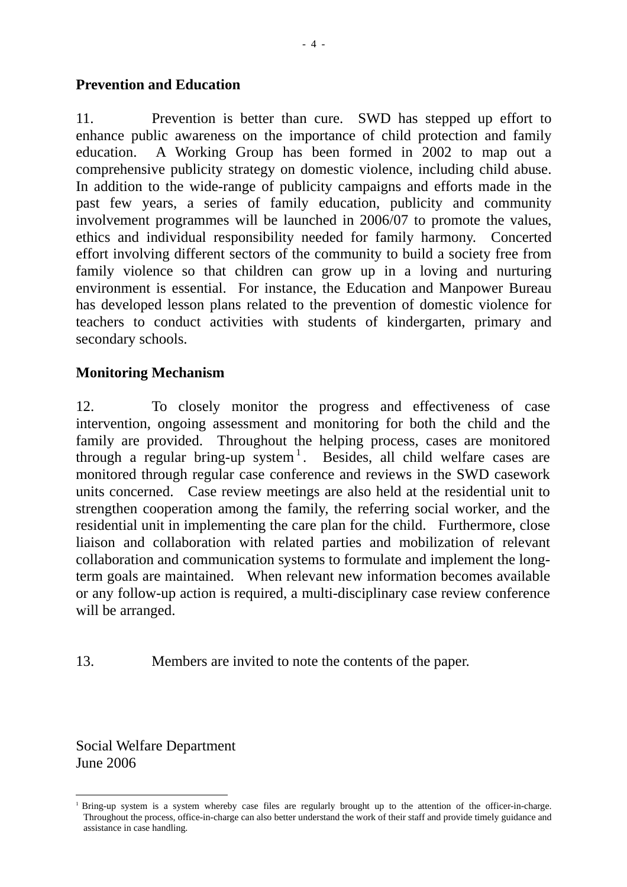**Prevention and Education**

11. Prevention is better than cure. SWD has stepped up effort to enhance public awareness on the importance of child protection and family education. A Working Group has been formed in 2002 to map out a comprehensive publicity strategy on domestic violence, including child abuse. In addition to the wide-range of publicity campaigns and efforts made in the past few years, a series of family education, publicity and community involvement programmes will be launched in 2006/07 to promote the values, ethics and individual responsibility needed for family harmony. Concerted effort involving different sectors of the community to build a society free from family violence so that children can grow up in a loving and nurturing environment is essential. For instance, the Education and Manpower Bureau has developed lesson plans related to the prevention of domestic violence for teachers to conduct activities with students of kindergarten, primary and secondary schools.

**Monitoring Mechanism**

12. To closely monitor the progress and effectiveness of case intervention, ongoing assessment and monitoring for both the child and the family are provided. Throughout the helping process, cases are monitored through a regular bring-up system[1]. Besides, all child welfare cases are monitored through regular case conference and reviews in the SWD casework units concerned. Case review meetings are also held at the residential unit to strengthen cooperation among the family, the referring social worker, and the residential unit in implementing the care plan for the child. Furthermore, close liaison and collaboration with related parties and mobilization of relevant collaboration and communication systems to formulate and implement the long-term goals are maintained. When relevant new information becomes available or any follow-up action is required, a multi-disciplinary case review conference will be arranged.

13. Members are invited to note the contents of the paper.

Social Welfare Department
June 2006

---

[1] Bring-up system is a system whereby case files are regularly brought up to the attention of the officer-in-charge. Throughout the process, office-in-charge can also better understand the work of their staff and provide timely guidance and assistance in case handling.